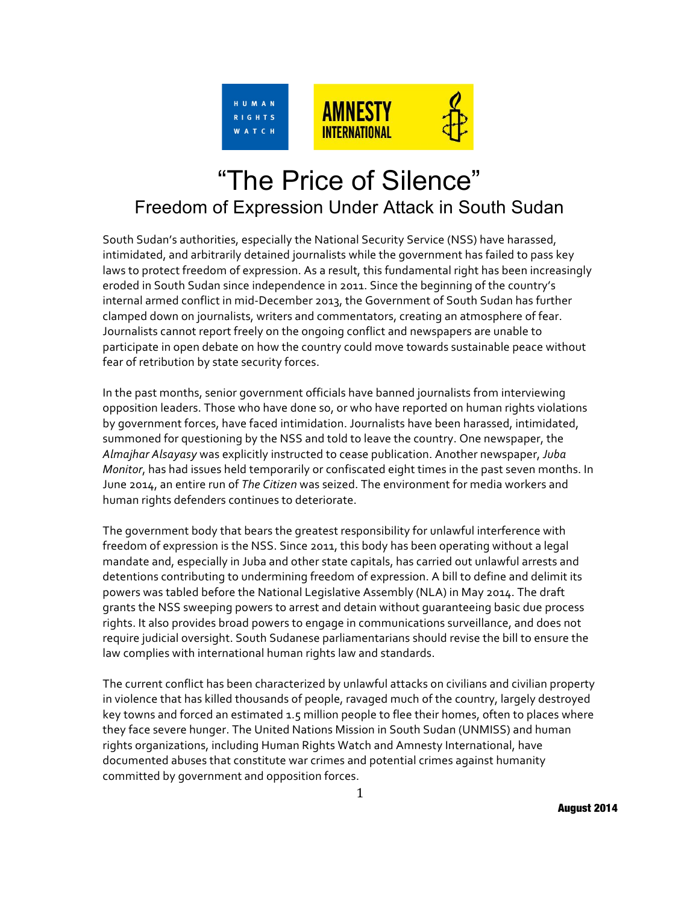# "The Price of Silence"

## Freedom of Expression Under Attack in South Sudan

South Sudan's authorities, especially the National Security Service (NSS) have harassed, intimidated, and arbitrarily detained journalists while the government has failed to pass key laws to protect freedom of expression. As a result, this fundamental right has been increasingly eroded in South Sudan since independence in 2011. Since the beginning of the country's internal armed conflict in mid-December 2013, the Government of South Sudan has further clamped down on journalists, writers and commentators, creating an atmosphere of fear. Journalists cannot report freely on the ongoing conflict and newspapers are unable to participate in open debate on how the country could move towards sustainable peace without fear of retribution by state security forces.

In the past months, senior government officials have banned journalists from interviewing opposition leaders. Those who have done so, or who have reported on human rights violations by government forces, have faced intimidation. Journalists have been harassed, intimidated, summoned for questioning by the NSS and told to leave the country. One newspaper, the *Almajhar Alsayasy* was explicitly instructed to cease publication. Another newspaper, *Juba Monitor*, has had issues held temporarily or confiscated eight times in the past seven months. In June 2014, an entire run of *The Citizen* was seized. The environment for media workers and human rights defenders continues to deteriorate.

The government body that bears the greatest responsibility for unlawful interference with freedom of expression is the NSS. Since 2011, this body has been operating without a legal mandate and, especially in Juba and other state capitals, has carried out unlawful arrests and detentions contributing to undermining freedom of expression. A bill to define and delimit its powers was tabled before the National Legislative Assembly (NLA) in May 2014. The draft grants the NSS sweeping powers to arrest and detain without guaranteeing basic due process rights. It also provides broad powers to engage in communications surveillance, and does not require judicial oversight. South Sudanese parliamentarians should revise the bill to ensure the law complies with international human rights law and standards.

The current conflict has been characterized by unlawful attacks on civilians and civilian property in violence that has killed thousands of people, ravaged much of the country, largely destroyed key towns and forced an estimated 1.5 million people to flee their homes, often to places where they face severe hunger. The United Nations Mission in South Sudan (UNMISS) and human rights organizations, including Human Rights Watch and Amnesty International, have documented abuses that constitute war crimes and potential crimes against humanity committed by government and opposition forces.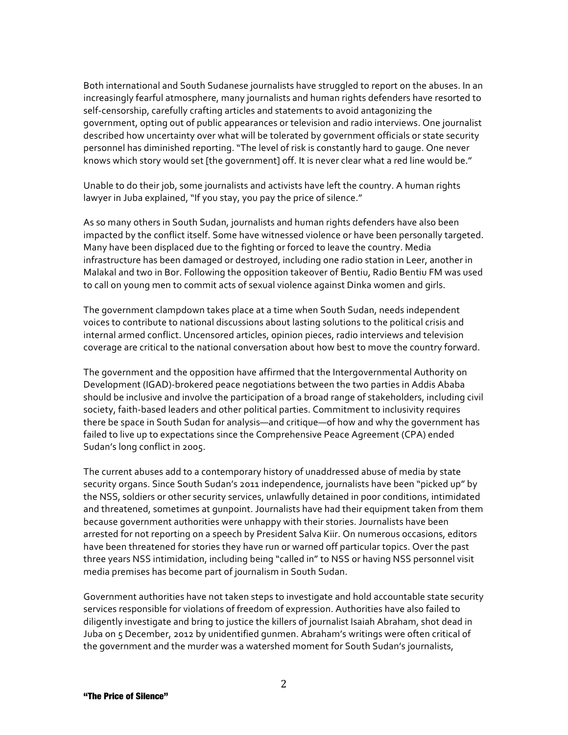Both international and South Sudanese journalists have struggled to report on the abuses. In an increasingly fearful atmosphere, many journalists and human rights defenders have resorted to self-censorship, carefully crafting articles and statements to avoid antagonizing the government, opting out of public appearances or television and radio interviews. One journalist described how uncertainty over what will be tolerated by government officials or state security personnel has diminished reporting. "The level of risk is constantly hard to gauge. One never knows which story would set [the government] off. It is never clear what a red line would be."

Unable to do their job, some journalists and activists have left the country. A human rights lawyer in Juba explained, "If you stay, you pay the price of silence."

As so many others in South Sudan, journalists and human rights defenders have also been impacted by the conflict itself. Some have witnessed violence or have been personally targeted. Many have been displaced due to the fighting or forced to leave the country. Media infrastructure has been damaged or destroyed, including one radio station in Leer, another in Malakal and two in Bor. Following the opposition takeover of Bentiu, Radio Bentiu FM was used to call on young men to commit acts of sexual violence against Dinka women and girls.

The government clampdown takes place at a time when South Sudan, needs independent voices to contribute to national discussions about lasting solutions to the political crisis and internal armed conflict. Uncensored articles, opinion pieces, radio interviews and television coverage are critical to the national conversation about how best to move the country forward.

The government and the opposition have affirmed that the Intergovernmental Authority on Development (IGAD)-brokered peace negotiations between the two parties in Addis Ababa should be inclusive and involve the participation of a broad range of stakeholders, including civil society, faith-based leaders and other political parties. Commitment to inclusivity requires there be space in South Sudan for analysis—and critique—of how and why the government has failed to live up to expectations since the Comprehensive Peace Agreement (CPA) ended Sudan's long conflict in 2005.

The current abuses add to a contemporary history of unaddressed abuse of media by state security organs. Since South Sudan's 2011 independence, journalists have been "picked up" by the NSS, soldiers or other security services, unlawfully detained in poor conditions, intimidated and threatened, sometimes at gunpoint. Journalists have had their equipment taken from them because government authorities were unhappy with their stories. Journalists have been arrested for not reporting on a speech by President Salva Kiir. On numerous occasions, editors have been threatened for stories they have run or warned off particular topics. Over the past three years NSS intimidation, including being "called in" to NSS or having NSS personnel visit media premises has become part of journalism in South Sudan.

Government authorities have not taken steps to investigate and hold accountable state security services responsible for violations of freedom of expression. Authorities have also failed to diligently investigate and bring to justice the killers of journalist Isaiah Abraham, shot dead in Juba on 5 December, 2012 by unidentified gunmen. Abraham's writings were often critical of the government and the murder was a watershed moment for South Sudan's journalists,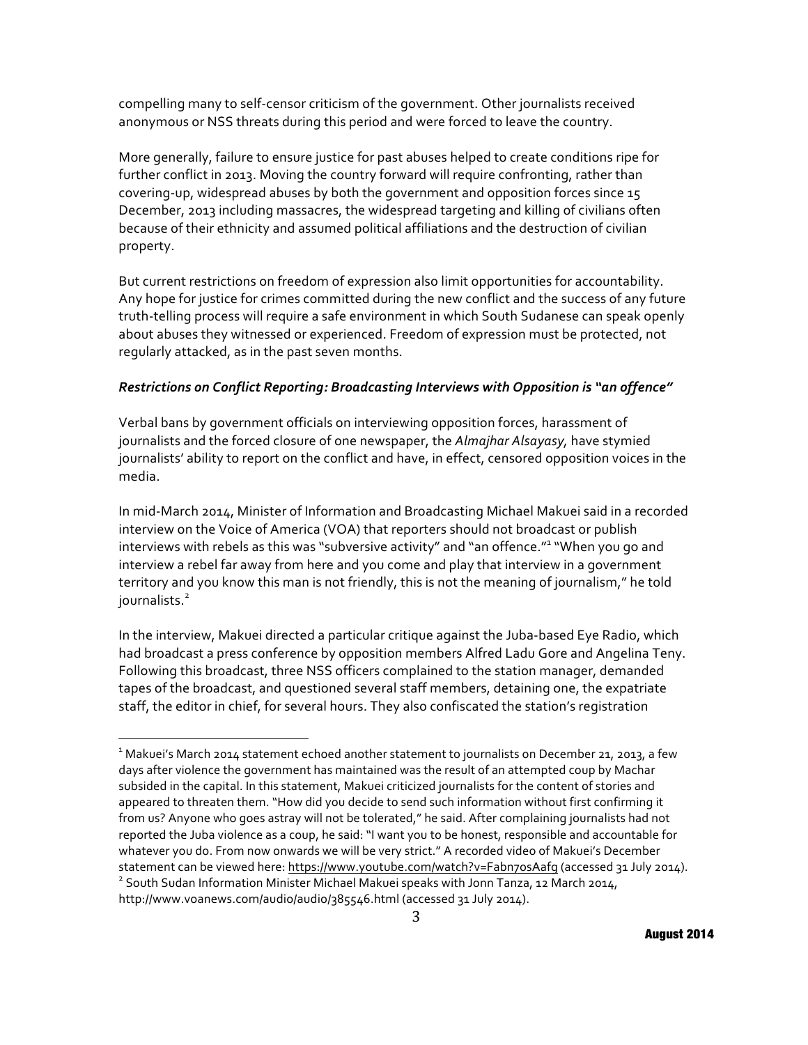compelling many to self-censor criticism of the government. Other journalists received anonymous or NSS threats during this period and were forced to leave the country.

More generally, failure to ensure justice for past abuses helped to create conditions ripe for further conflict in 2013. Moving the country forward will require confronting, rather than covering-up, widespread abuses by both the government and opposition forces since 15 December, 2013 including massacres, the widespread targeting and killing of civilians often because of their ethnicity and assumed political affiliations and the destruction of civilian property.

But current restrictions on freedom of expression also limit opportunities for accountability. Any hope for justice for crimes committed during the new conflict and the success of any future truth-telling process will require a safe environment in which South Sudanese can speak openly about abuses they witnessed or experienced. Freedom of expression must be protected, not regularly attacked, as in the past seven months.

***Restrictions on Conflict Reporting: Broadcasting Interviews with Opposition is "an offence"***

Verbal bans by government officials on interviewing opposition forces, harassment of journalists and the forced closure of one newspaper, the *Almajhar Alsayasy,* have stymied journalists' ability to report on the conflict and have, in effect, censored opposition voices in the media.

In mid-March 2014, Minister of Information and Broadcasting Michael Makuei said in a recorded interview on the Voice of America (VOA) that reporters should not broadcast or publish interviews with rebels as this was "subversive activity" and "an offence."[1] "When you go and interview a rebel far away from here and you come and play that interview in a government territory and you know this man is not friendly, this is not the meaning of journalism," he told journalists.[2]

In the interview, Makuei directed a particular critique against the Juba-based Eye Radio, which had broadcast a press conference by opposition members Alfred Ladu Gore and Angelina Teny. Following this broadcast, three NSS officers complained to the station manager, demanded tapes of the broadcast, and questioned several staff members, detaining one, the expatriate staff, the editor in chief, for several hours. They also confiscated the station's registration

---

[1] Makuei's March 2014 statement echoed another statement to journalists on December 21, 2013, a few days after violence the government has maintained was the result of an attempted coup by Machar subsided in the capital. In this statement, Makuei criticized journalists for the content of stories and appeared to threaten them. "How did you decide to send such information without first confirming it from us? Anyone who goes astray will not be tolerated," he said. After complaining journalists had not reported the Juba violence as a coup, he said: "I want you to be honest, responsible and accountable for whatever you do. From now onwards we will be very strict." A recorded video of Makuei's December statement can be viewed here: https://www.youtube.com/watch?v=Fabn7osAafg (accessed 31 July 2014).

[2] South Sudan Information Minister Michael Makuei speaks with Jonn Tanza, 12 March 2014, http://www.voanews.com/audio/audio/385546.html (accessed 31 July 2014).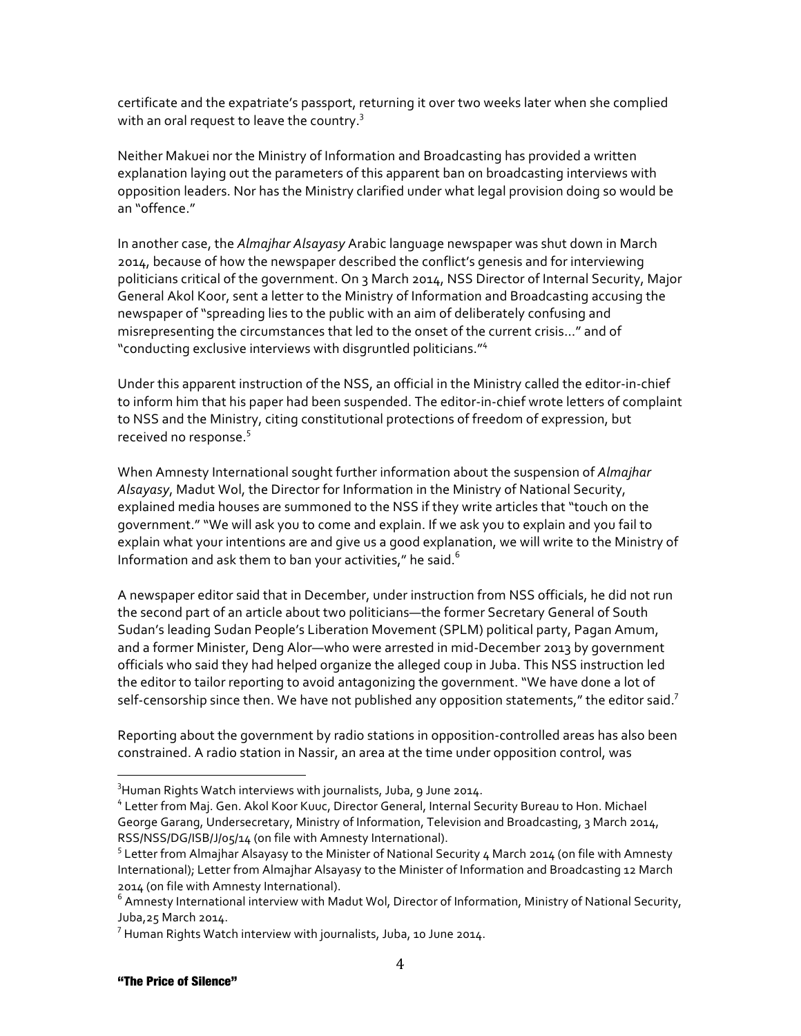certificate and the expatriate's passport, returning it over two weeks later when she complied with an oral request to leave the country.[3]

Neither Makuei nor the Ministry of Information and Broadcasting has provided a written explanation laying out the parameters of this apparent ban on broadcasting interviews with opposition leaders. Nor has the Ministry clarified under what legal provision doing so would be an "offence."

In another case, the *Almajhar Alsayasy* Arabic language newspaper was shut down in March 2014, because of how the newspaper described the conflict's genesis and for interviewing politicians critical of the government. On 3 March 2014, NSS Director of Internal Security, Major General Akol Koor, sent a letter to the Ministry of Information and Broadcasting accusing the newspaper of "spreading lies to the public with an aim of deliberately confusing and misrepresenting the circumstances that led to the onset of the current crisis..." and of "conducting exclusive interviews with disgruntled politicians."[4]

Under this apparent instruction of the NSS, an official in the Ministry called the editor-in-chief to inform him that his paper had been suspended. The editor-in-chief wrote letters of complaint to NSS and the Ministry, citing constitutional protections of freedom of expression, but received no response.[5]

When Amnesty International sought further information about the suspension of *Almajhar Alsayasy*, Madut Wol, the Director for Information in the Ministry of National Security, explained media houses are summoned to the NSS if they write articles that "touch on the government." "We will ask you to come and explain. If we ask you to explain and you fail to explain what your intentions are and give us a good explanation, we will write to the Ministry of Information and ask them to ban your activities," he said.[6]

A newspaper editor said that in December, under instruction from NSS officials, he did not run the second part of an article about two politicians—the former Secretary General of South Sudan's leading Sudan People's Liberation Movement (SPLM) political party, Pagan Amum, and a former Minister, Deng Alor—who were arrested in mid-December 2013 by government officials who said they had helped organize the alleged coup in Juba. This NSS instruction led the editor to tailor reporting to avoid antagonizing the government. "We have done a lot of self-censorship since then. We have not published any opposition statements," the editor said.[7]

Reporting about the government by radio stations in opposition-controlled areas has also been constrained. A radio station in Nassir, an area at the time under opposition control, was

---

[3] Human Rights Watch interviews with journalists, Juba, 9 June 2014.

[4] Letter from Maj. Gen. Akol Koor Kuuc, Director General, Internal Security Bureau to Hon. Michael George Garang, Undersecretary, Ministry of Information, Television and Broadcasting, 3 March 2014, RSS/NSS/DG/ISB/J/05/14 (on file with Amnesty International).

[5] Letter from Almajhar Alsayasy to the Minister of National Security 4 March 2014 (on file with Amnesty International); Letter from Almajhar Alsayasy to the Minister of Information and Broadcasting 12 March 2014 (on file with Amnesty International).

[6] Amnesty International interview with Madut Wol, Director of Information, Ministry of National Security, Juba,25 March 2014.

[7] Human Rights Watch interview with journalists, Juba, 10 June 2014.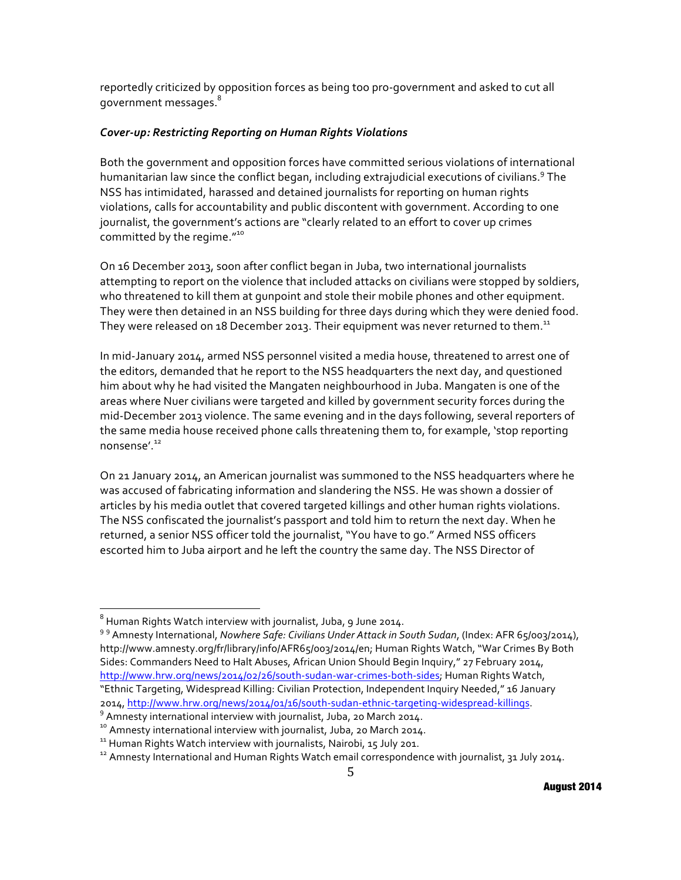reportedly criticized by opposition forces as being too pro-government and asked to cut all government messages.[8]

### *Cover-up: Restricting Reporting on Human Rights Violations*

Both the government and opposition forces have committed serious violations of international humanitarian law since the conflict began, including extrajudicial executions of civilians.[9] The NSS has intimidated, harassed and detained journalists for reporting on human rights violations, calls for accountability and public discontent with government. According to one journalist, the government's actions are "clearly related to an effort to cover up crimes committed by the regime."[10]

On 16 December 2013, soon after conflict began in Juba, two international journalists attempting to report on the violence that included attacks on civilians were stopped by soldiers, who threatened to kill them at gunpoint and stole their mobile phones and other equipment. They were then detained in an NSS building for three days during which they were denied food. They were released on 18 December 2013. Their equipment was never returned to them.[11]

In mid-January 2014, armed NSS personnel visited a media house, threatened to arrest one of the editors, demanded that he report to the NSS headquarters the next day, and questioned him about why he had visited the Mangaten neighbourhood in Juba. Mangaten is one of the areas where Nuer civilians were targeted and killed by government security forces during the mid-December 2013 violence. The same evening and in the days following, several reporters of the same media house received phone calls threatening them to, for example, 'stop reporting nonsense'.[12]

On 21 January 2014, an American journalist was summoned to the NSS headquarters where he was accused of fabricating information and slandering the NSS. He was shown a dossier of articles by his media outlet that covered targeted killings and other human rights violations. The NSS confiscated the journalist's passport and told him to return the next day. When he returned, a senior NSS officer told the journalist, "You have to go." Armed NSS officers escorted him to Juba airport and he left the country the same day. The NSS Director of

---

[8] Human Rights Watch interview with journalist, Juba, 9 June 2014.

[9] [9] Amnesty International, *Nowhere Safe: Civilians Under Attack in South Sudan*, (Index: AFR 65/003/2014), http://www.amnesty.org/fr/library/info/AFR65/003/2014/en; Human Rights Watch, "War Crimes By Both Sides: Commanders Need to Halt Abuses, African Union Should Begin Inquiry," 27 February 2014, http://www.hrw.org/news/2014/02/26/south-sudan-war-crimes-both-sides; Human Rights Watch, "Ethnic Targeting, Widespread Killing: Civilian Protection, Independent Inquiry Needed," 16 January 2014, http://www.hrw.org/news/2014/01/16/south-sudan-ethnic-targeting-widespread-killings.

[9] Amnesty international interview with journalist, Juba, 20 March 2014.

[10] Amnesty international interview with journalist, Juba, 20 March 2014.

[11] Human Rights Watch interview with journalists, Nairobi, 15 July 201.

[12] Amnesty International and Human Rights Watch email correspondence with journalist, 31 July 2014.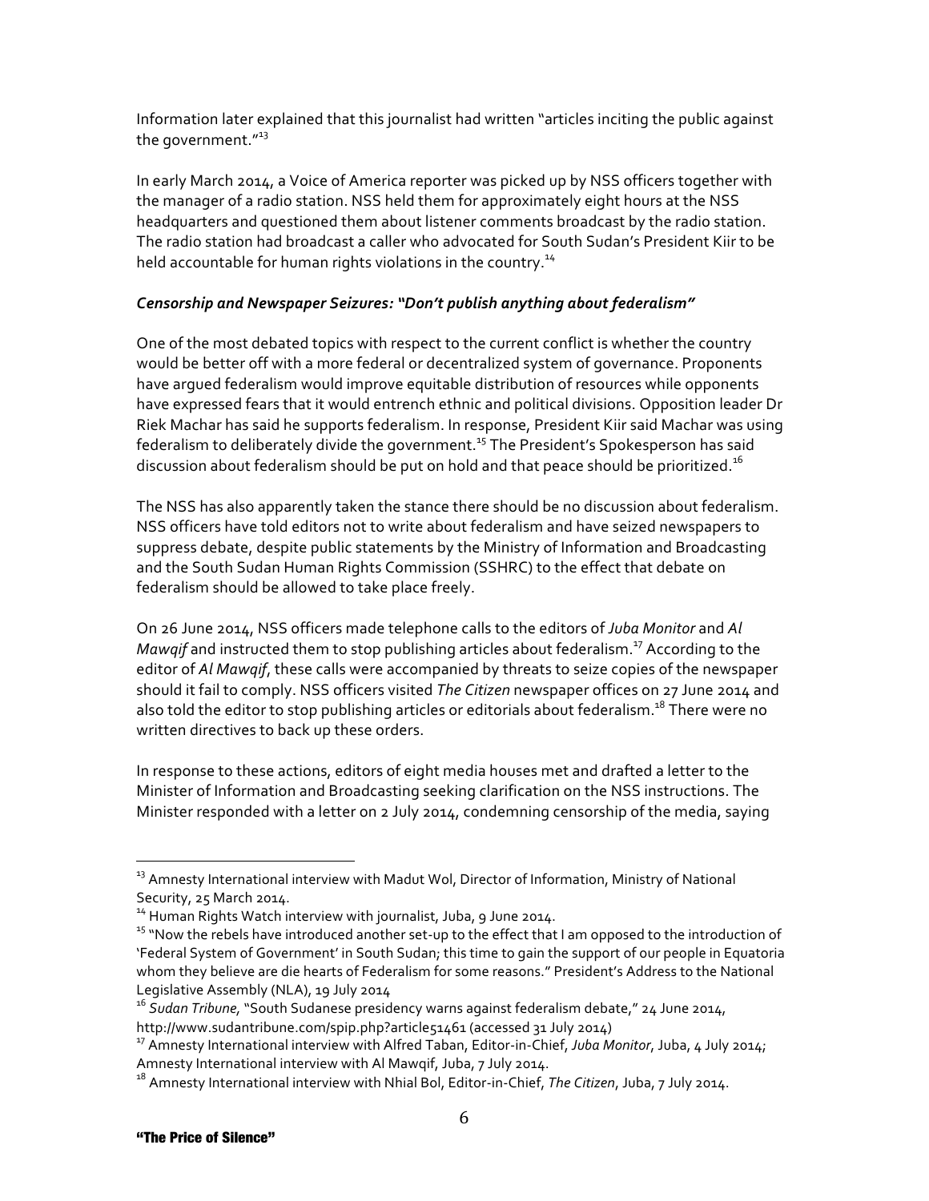Information later explained that this journalist had written "articles inciting the public against the government."[13]

In early March 2014, a Voice of America reporter was picked up by NSS officers together with the manager of a radio station. NSS held them for approximately eight hours at the NSS headquarters and questioned them about listener comments broadcast by the radio station. The radio station had broadcast a caller who advocated for South Sudan's President Kiir to be held accountable for human rights violations in the country.[14]

### *Censorship and Newspaper Seizures: "Don't publish anything about federalism"*

One of the most debated topics with respect to the current conflict is whether the country would be better off with a more federal or decentralized system of governance. Proponents have argued federalism would improve equitable distribution of resources while opponents have expressed fears that it would entrench ethnic and political divisions. Opposition leader Dr Riek Machar has said he supports federalism. In response, President Kiir said Machar was using federalism to deliberately divide the government.[15] The President's Spokesperson has said discussion about federalism should be put on hold and that peace should be prioritized.[16]

The NSS has also apparently taken the stance there should be no discussion about federalism. NSS officers have told editors not to write about federalism and have seized newspapers to suppress debate, despite public statements by the Ministry of Information and Broadcasting and the South Sudan Human Rights Commission (SSHRC) to the effect that debate on federalism should be allowed to take place freely.

On 26 June 2014, NSS officers made telephone calls to the editors of *Juba Monitor* and *Al Mawqif* and instructed them to stop publishing articles about federalism.[17] According to the editor of *Al Mawqif*, these calls were accompanied by threats to seize copies of the newspaper should it fail to comply. NSS officers visited *The Citizen* newspaper offices on 27 June 2014 and also told the editor to stop publishing articles or editorials about federalism.[18] There were no written directives to back up these orders.

In response to these actions, editors of eight media houses met and drafted a letter to the Minister of Information and Broadcasting seeking clarification on the NSS instructions. The Minister responded with a letter on 2 July 2014, condemning censorship of the media, saying

---

[13] Amnesty International interview with Madut Wol, Director of Information, Ministry of National Security, 25 March 2014.

[14] Human Rights Watch interview with journalist, Juba, 9 June 2014.

[15] "Now the rebels have introduced another set-up to the effect that I am opposed to the introduction of 'Federal System of Government' in South Sudan; this time to gain the support of our people in Equatoria whom they believe are die hearts of Federalism for some reasons." President's Address to the National Legislative Assembly (NLA), 19 July 2014

[16] *Sudan Tribune,* "South Sudanese presidency warns against federalism debate," 24 June 2014, http://www.sudantribune.com/spip.php?article51461 (accessed 31 July 2014)

[17] Amnesty International interview with Alfred Taban, Editor-in-Chief, *Juba Monitor*, Juba, 4 July 2014; Amnesty International interview with Al Mawqif, Juba, 7 July 2014.

[18] Amnesty International interview with Nhial Bol, Editor-in-Chief, *The Citizen*, Juba, 7 July 2014.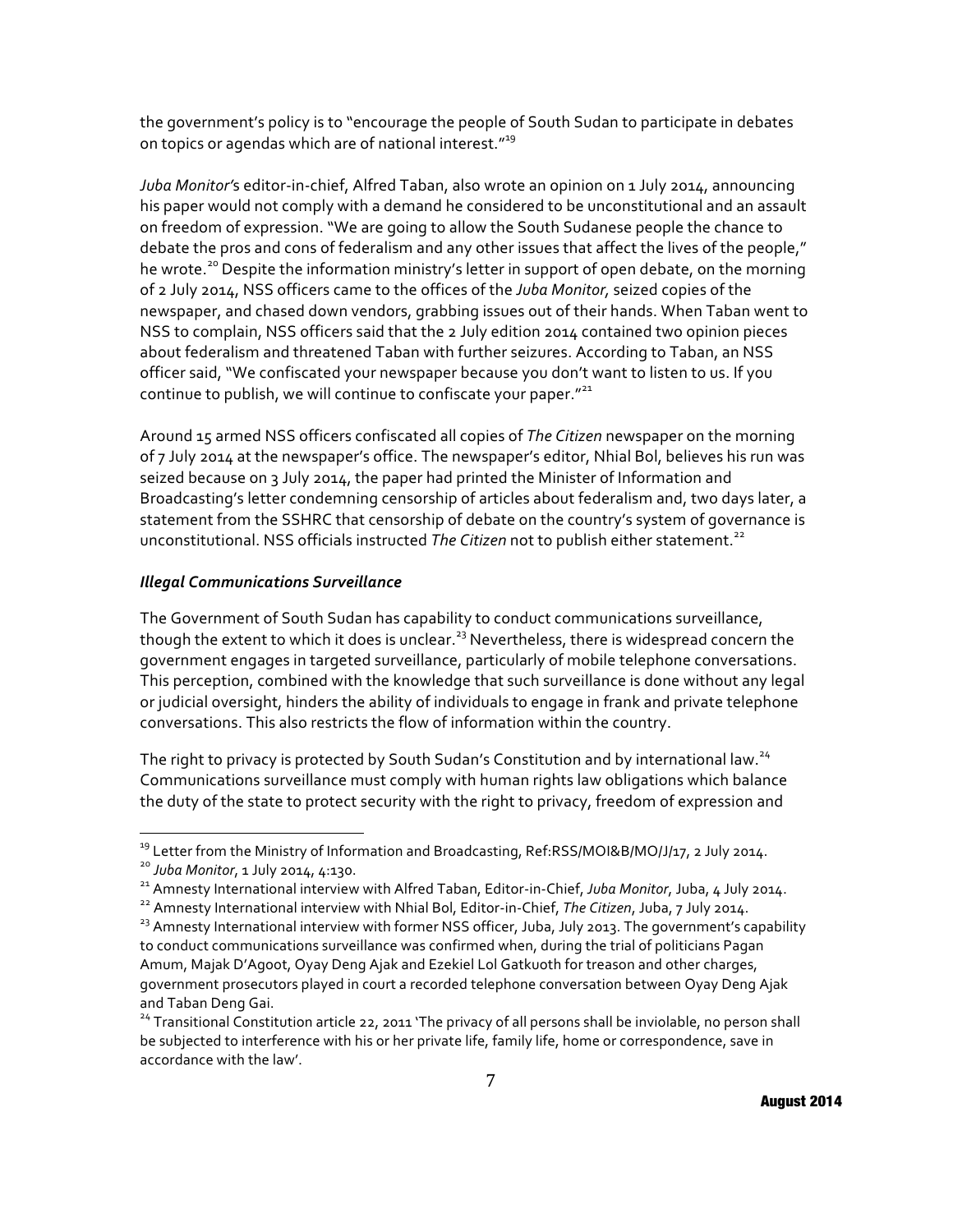the government's policy is to "encourage the people of South Sudan to participate in debates on topics or agendas which are of national interest."[19]

*Juba Monitor*'s editor-in-chief, Alfred Taban, also wrote an opinion on 1 July 2014, announcing his paper would not comply with a demand he considered to be unconstitutional and an assault on freedom of expression. "We are going to allow the South Sudanese people the chance to debate the pros and cons of federalism and any other issues that affect the lives of the people," he wrote.[20] Despite the information ministry's letter in support of open debate, on the morning of 2 July 2014, NSS officers came to the offices of the *Juba Monitor*, seized copies of the newspaper, and chased down vendors, grabbing issues out of their hands. When Taban went to NSS to complain, NSS officers said that the 2 July edition 2014 contained two opinion pieces about federalism and threatened Taban with further seizures. According to Taban, an NSS officer said, "We confiscated your newspaper because you don't want to listen to us. If you continue to publish, we will continue to confiscate your paper."[21]

Around 15 armed NSS officers confiscated all copies of *The Citizen* newspaper on the morning of 7 July 2014 at the newspaper's office. The newspaper's editor, Nhial Bol, believes his run was seized because on 3 July 2014, the paper had printed the Minister of Information and Broadcasting's letter condemning censorship of articles about federalism and, two days later, a statement from the SSHRC that censorship of debate on the country's system of governance is unconstitutional. NSS officials instructed *The Citizen* not to publish either statement.[22]

### *Illegal Communications Surveillance*

The Government of South Sudan has capability to conduct communications surveillance, though the extent to which it does is unclear.[23] Nevertheless, there is widespread concern the government engages in targeted surveillance, particularly of mobile telephone conversations. This perception, combined with the knowledge that such surveillance is done without any legal or judicial oversight, hinders the ability of individuals to engage in frank and private telephone conversations. This also restricts the flow of information within the country.

The right to privacy is protected by South Sudan's Constitution and by international law.[24] Communications surveillance must comply with human rights law obligations which balance the duty of the state to protect security with the right to privacy, freedom of expression and

---

[19] Letter from the Ministry of Information and Broadcasting, Ref:RSS/MOI&B/MO/J/17, 2 July 2014.

[20] *Juba Monitor*, 1 July 2014, 4:130.

[21] Amnesty International interview with Alfred Taban, Editor-in-Chief, *Juba Monitor*, Juba, 4 July 2014.

[22] Amnesty International interview with Nhial Bol, Editor-in-Chief, *The Citizen*, Juba, 7 July 2014.

[23] Amnesty International interview with former NSS officer, Juba, July 2013. The government's capability to conduct communications surveillance was confirmed when, during the trial of politicians Pagan Amum, Majak D'Agoot, Oyay Deng Ajak and Ezekiel Lol Gatkuoth for treason and other charges, government prosecutors played in court a recorded telephone conversation between Oyay Deng Ajak and Taban Deng Gai.

[24] Transitional Constitution article 22, 2011 'The privacy of all persons shall be inviolable, no person shall be subjected to interference with his or her private life, family life, home or correspondence, save in accordance with the law'.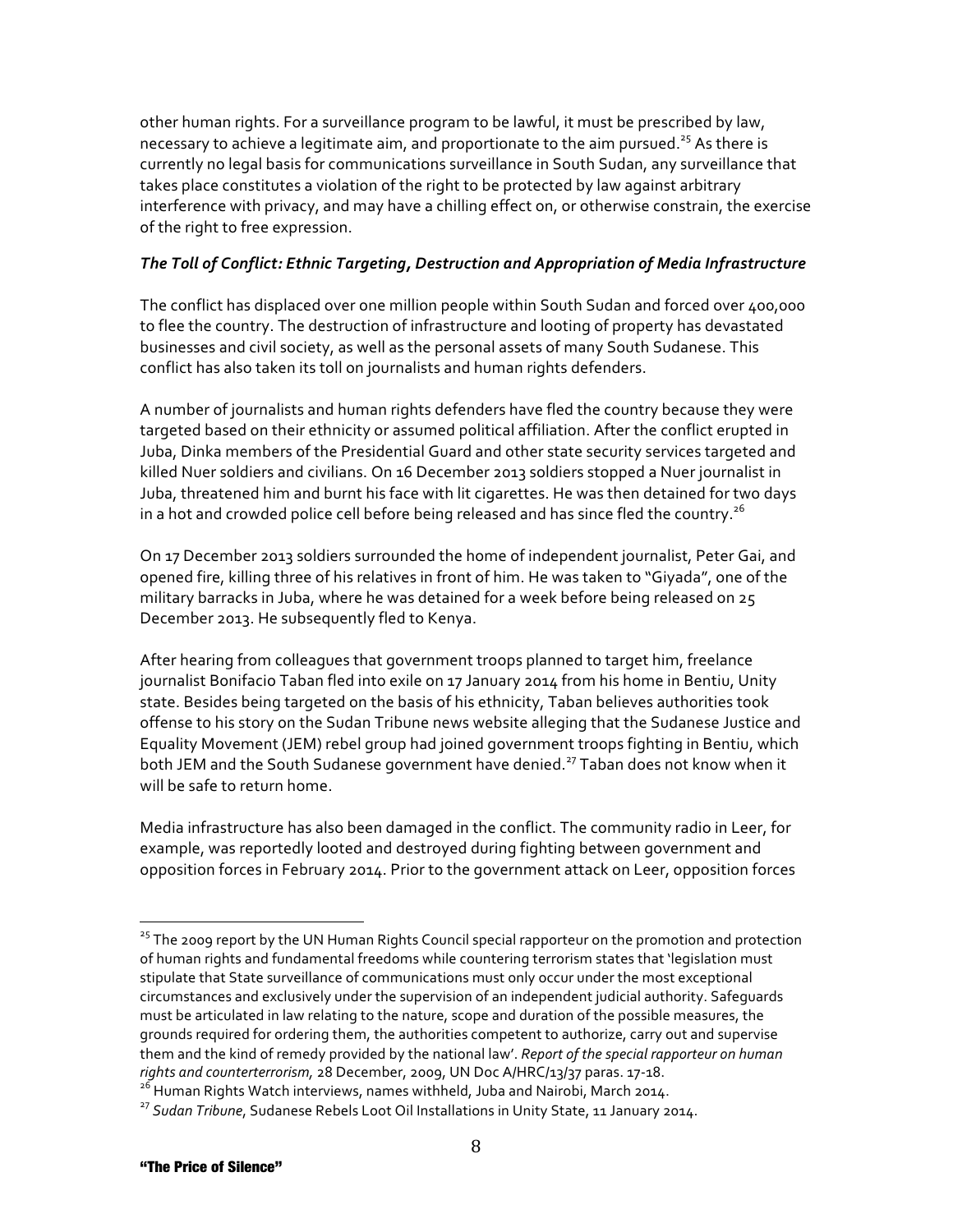other human rights. For a surveillance program to be lawful, it must be prescribed by law, necessary to achieve a legitimate aim, and proportionate to the aim pursued.[25] As there is currently no legal basis for communications surveillance in South Sudan, any surveillance that takes place constitutes a violation of the right to be protected by law against arbitrary interference with privacy, and may have a chilling effect on, or otherwise constrain, the exercise of the right to free expression.

### *The Toll of Conflict: Ethnic Targeting, Destruction and Appropriation of Media Infrastructure*

The conflict has displaced over one million people within South Sudan and forced over 400,000 to flee the country. The destruction of infrastructure and looting of property has devastated businesses and civil society, as well as the personal assets of many South Sudanese. This conflict has also taken its toll on journalists and human rights defenders.

A number of journalists and human rights defenders have fled the country because they were targeted based on their ethnicity or assumed political affiliation. After the conflict erupted in Juba, Dinka members of the Presidential Guard and other state security services targeted and killed Nuer soldiers and civilians. On 16 December 2013 soldiers stopped a Nuer journalist in Juba, threatened him and burnt his face with lit cigarettes. He was then detained for two days in a hot and crowded police cell before being released and has since fled the country.[26]

On 17 December 2013 soldiers surrounded the home of independent journalist, Peter Gai, and opened fire, killing three of his relatives in front of him. He was taken to "Giyada", one of the military barracks in Juba, where he was detained for a week before being released on 25 December 2013. He subsequently fled to Kenya.

After hearing from colleagues that government troops planned to target him, freelance journalist Bonifacio Taban fled into exile on 17 January 2014 from his home in Bentiu, Unity state. Besides being targeted on the basis of his ethnicity, Taban believes authorities took offense to his story on the Sudan Tribune news website alleging that the Sudanese Justice and Equality Movement (JEM) rebel group had joined government troops fighting in Bentiu, which both JEM and the South Sudanese government have denied.[27] Taban does not know when it will be safe to return home.

Media infrastructure has also been damaged in the conflict. The community radio in Leer, for example, was reportedly looted and destroyed during fighting between government and opposition forces in February 2014. Prior to the government attack on Leer, opposition forces

---

[25] The 2009 report by the UN Human Rights Council special rapporteur on the promotion and protection of human rights and fundamental freedoms while countering terrorism states that 'legislation must stipulate that State surveillance of communications must only occur under the most exceptional circumstances and exclusively under the supervision of an independent judicial authority. Safeguards must be articulated in law relating to the nature, scope and duration of the possible measures, the grounds required for ordering them, the authorities competent to authorize, carry out and supervise them and the kind of remedy provided by the national law'. *Report of the special rapporteur on human rights and counterterrorism,* 28 December, 2009, UN Doc A/HRC/13/37 paras. 17-18.

[26] Human Rights Watch interviews, names withheld, Juba and Nairobi, March 2014.

[27] *Sudan Tribune*, Sudanese Rebels Loot Oil Installations in Unity State, 11 January 2014.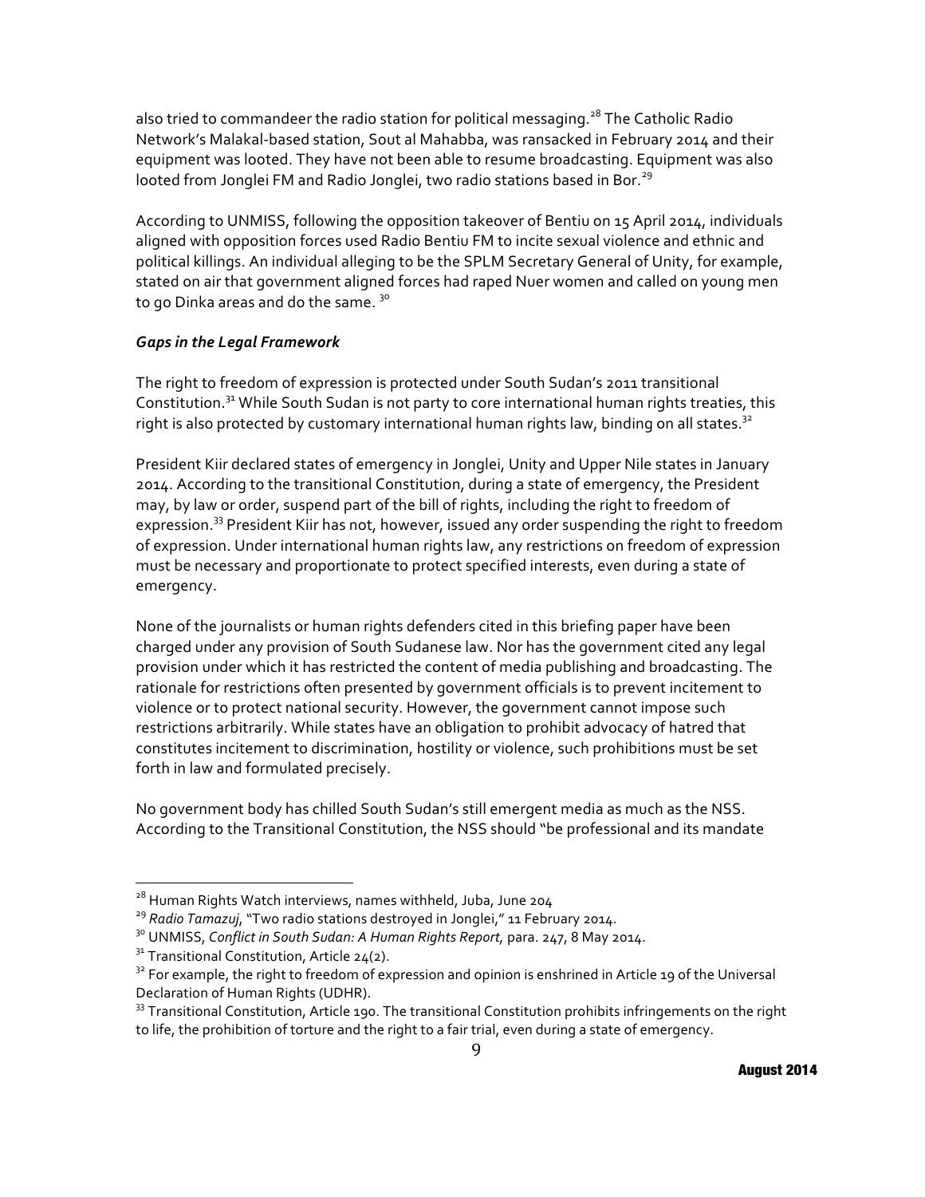also tried to commandeer the radio station for political messaging.[28] The Catholic Radio Network's Malakal-based station, Sout al Mahabba, was ransacked in February 2014 and their equipment was looted. They have not been able to resume broadcasting. Equipment was also looted from Jonglei FM and Radio Jonglei, two radio stations based in Bor.[29]

According to UNMISS, following the opposition takeover of Bentiu on 15 April 2014, individuals aligned with opposition forces used Radio Bentiu FM to incite sexual violence and ethnic and political killings. An individual alleging to be the SPLM Secretary General of Unity, for example, stated on air that government aligned forces had raped Nuer women and called on young men to go Dinka areas and do the same.[30]

### *Gaps in the Legal Framework*

The right to freedom of expression is protected under South Sudan's 2011 transitional Constitution.[31] While South Sudan is not party to core international human rights treaties, this right is also protected by customary international human rights law, binding on all states.[32]

President Kiir declared states of emergency in Jonglei, Unity and Upper Nile states in January 2014. According to the transitional Constitution, during a state of emergency, the President may, by law or order, suspend part of the bill of rights, including the right to freedom of expression.[33] President Kiir has not, however, issued any order suspending the right to freedom of expression. Under international human rights law, any restrictions on freedom of expression must be necessary and proportionate to protect specified interests, even during a state of emergency.

None of the journalists or human rights defenders cited in this briefing paper have been charged under any provision of South Sudanese law. Nor has the government cited any legal provision under which it has restricted the content of media publishing and broadcasting. The rationale for restrictions often presented by government officials is to prevent incitement to violence or to protect national security. However, the government cannot impose such restrictions arbitrarily. While states have an obligation to prohibit advocacy of hatred that constitutes incitement to discrimination, hostility or violence, such prohibitions must be set forth in law and formulated precisely.

No government body has chilled South Sudan's still emergent media as much as the NSS. According to the Transitional Constitution, the NSS should "be professional and its mandate

---

[28] Human Rights Watch interviews, names withheld, Juba, June 204

[29] *Radio Tamazuj*, "Two radio stations destroyed in Jonglei," 11 February 2014.

[30] UNMISS, *Conflict in South Sudan: A Human Rights Report,* para. 247, 8 May 2014.

[31] Transitional Constitution, Article 24(2).

[32] For example, the right to freedom of expression and opinion is enshrined in Article 19 of the Universal Declaration of Human Rights (UDHR).

[33] Transitional Constitution, Article 190. The transitional Constitution prohibits infringements on the right to life, the prohibition of torture and the right to a fair trial, even during a state of emergency.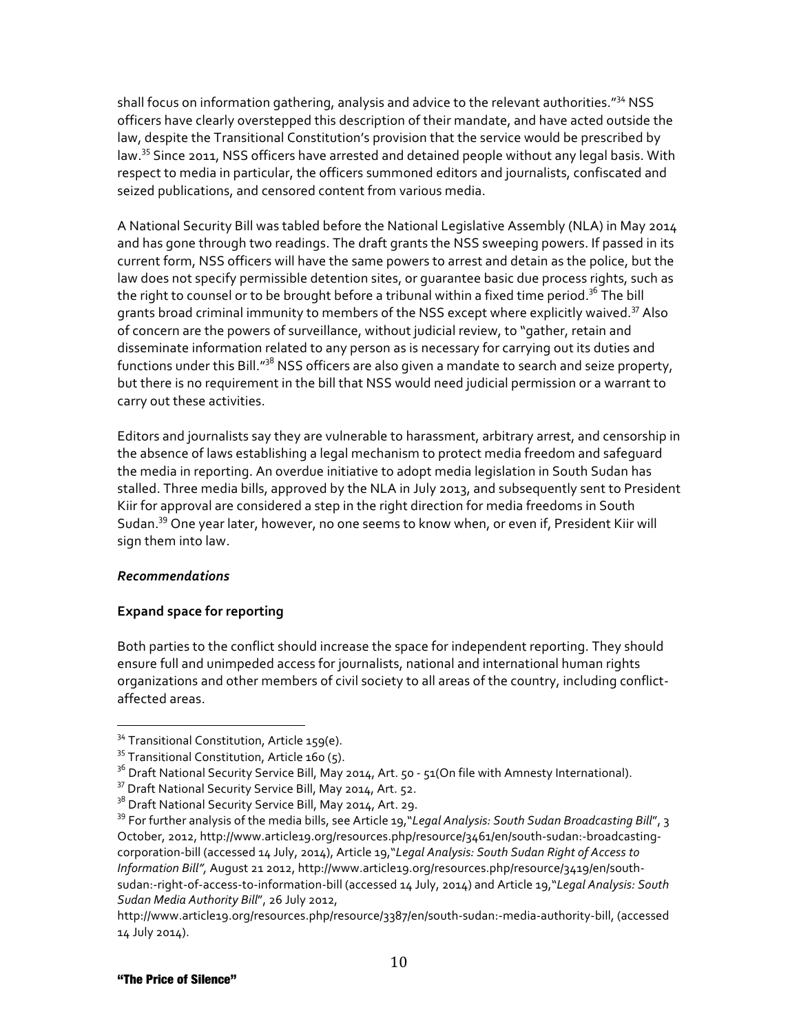shall focus on information gathering, analysis and advice to the relevant authorities."[34] NSS officers have clearly overstepped this description of their mandate, and have acted outside the law, despite the Transitional Constitution's provision that the service would be prescribed by law.[35] Since 2011, NSS officers have arrested and detained people without any legal basis. With respect to media in particular, the officers summoned editors and journalists, confiscated and seized publications, and censored content from various media.

A National Security Bill was tabled before the National Legislative Assembly (NLA) in May 2014 and has gone through two readings. The draft grants the NSS sweeping powers. If passed in its current form, NSS officers will have the same powers to arrest and detain as the police, but the law does not specify permissible detention sites, or guarantee basic due process rights, such as the right to counsel or to be brought before a tribunal within a fixed time period.[36] The bill grants broad criminal immunity to members of the NSS except where explicitly waived.[37] Also of concern are the powers of surveillance, without judicial review, to "gather, retain and disseminate information related to any person as is necessary for carrying out its duties and functions under this Bill."[38] NSS officers are also given a mandate to search and seize property, but there is no requirement in the bill that NSS would need judicial permission or a warrant to carry out these activities.

Editors and journalists say they are vulnerable to harassment, arbitrary arrest, and censorship in the absence of laws establishing a legal mechanism to protect media freedom and safeguard the media in reporting. An overdue initiative to adopt media legislation in South Sudan has stalled. Three media bills, approved by the NLA in July 2013, and subsequently sent to President Kiir for approval are considered a step in the right direction for media freedoms in South Sudan.[39] One year later, however, no one seems to know when, or even if, President Kiir will sign them into law.

***Recommendations***

**Expand space for reporting**

Both parties to the conflict should increase the space for independent reporting. They should ensure full and unimpeded access for journalists, national and international human rights organizations and other members of civil society to all areas of the country, including conflict-affected areas.

---

[34] Transitional Constitution, Article 159(e).

[35] Transitional Constitution, Article 160 (5).

[36] Draft National Security Service Bill, May 2014, Art. 50 - 51(On file with Amnesty International).

[37] Draft National Security Service Bill, May 2014, Art. 52.

[38] Draft National Security Service Bill, May 2014, Art. 29.

[39] For further analysis of the media bills, see Article 19,"*Legal Analysis: South Sudan Broadcasting Bill*", 3 October, 2012, http://www.article19.org/resources.php/resource/3461/en/south-sudan:-broadcasting-corporation-bill (accessed 14 July, 2014), Article 19,"*Legal Analysis: South Sudan Right of Access to Information Bill",* August 21 2012, http://www.article19.org/resources.php/resource/3419/en/south-sudan:-right-of-access-to-information-bill (accessed 14 July, 2014) and Article 19,"*Legal Analysis: South Sudan Media Authority Bill*", 26 July 2012, http://www.article19.org/resources.php/resource/3387/en/south-sudan:-media-authority-bill, (accessed 14 July 2014).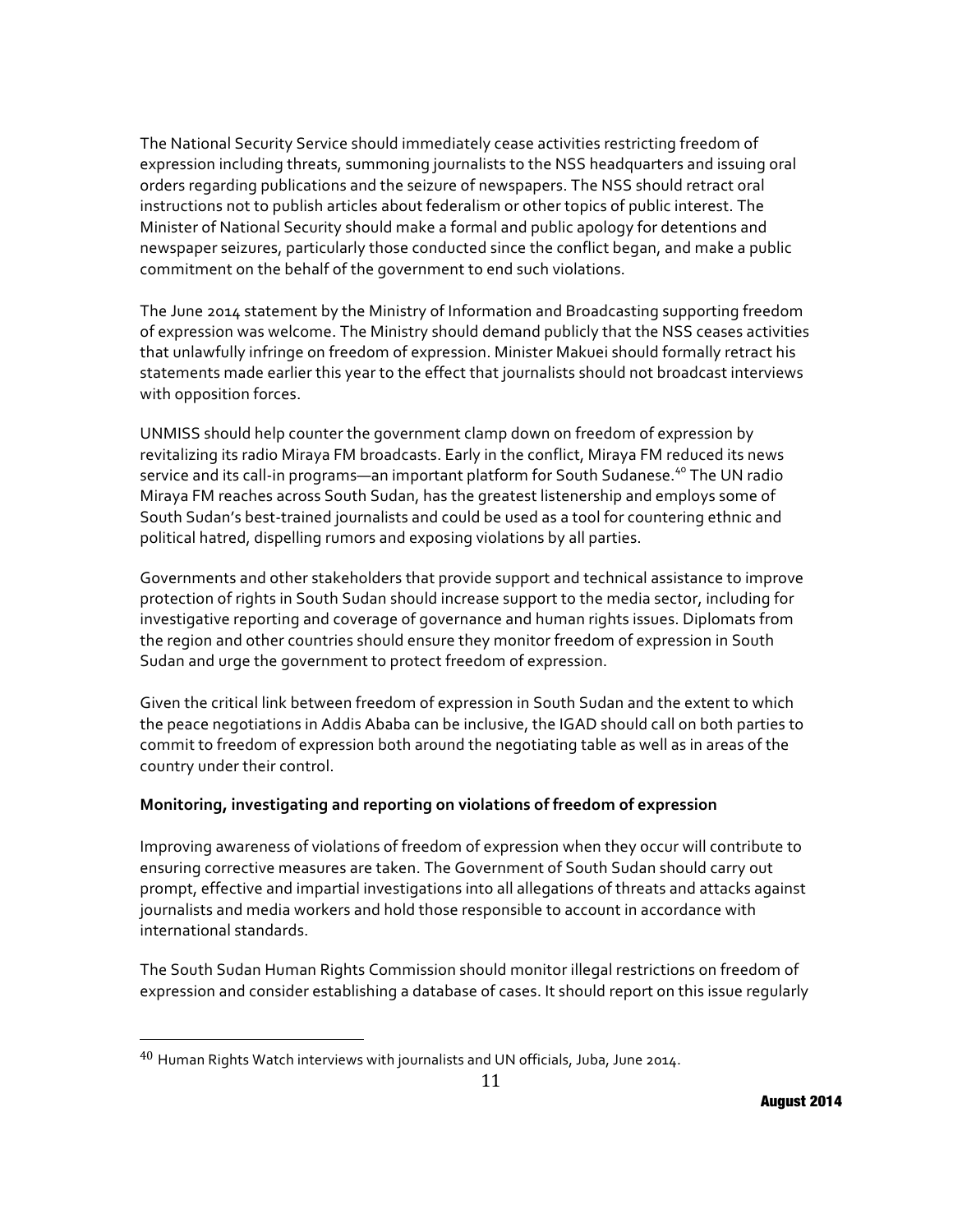The National Security Service should immediately cease activities restricting freedom of expression including threats, summoning journalists to the NSS headquarters and issuing oral orders regarding publications and the seizure of newspapers. The NSS should retract oral instructions not to publish articles about federalism or other topics of public interest. The Minister of National Security should make a formal and public apology for detentions and newspaper seizures, particularly those conducted since the conflict began, and make a public commitment on the behalf of the government to end such violations.

The June 2014 statement by the Ministry of Information and Broadcasting supporting freedom of expression was welcome. The Ministry should demand publicly that the NSS ceases activities that unlawfully infringe on freedom of expression. Minister Makuei should formally retract his statements made earlier this year to the effect that journalists should not broadcast interviews with opposition forces.

UNMISS should help counter the government clamp down on freedom of expression by revitalizing its radio Miraya FM broadcasts. Early in the conflict, Miraya FM reduced its news service and its call-in programs—an important platform for South Sudanese.[40] The UN radio Miraya FM reaches across South Sudan, has the greatest listenership and employs some of South Sudan's best-trained journalists and could be used as a tool for countering ethnic and political hatred, dispelling rumors and exposing violations by all parties.

Governments and other stakeholders that provide support and technical assistance to improve protection of rights in South Sudan should increase support to the media sector, including for investigative reporting and coverage of governance and human rights issues. Diplomats from the region and other countries should ensure they monitor freedom of expression in South Sudan and urge the government to protect freedom of expression.

Given the critical link between freedom of expression in South Sudan and the extent to which the peace negotiations in Addis Ababa can be inclusive, the IGAD should call on both parties to commit to freedom of expression both around the negotiating table as well as in areas of the country under their control.

**Monitoring, investigating and reporting on violations of freedom of expression**

Improving awareness of violations of freedom of expression when they occur will contribute to ensuring corrective measures are taken. The Government of South Sudan should carry out prompt, effective and impartial investigations into all allegations of threats and attacks against journalists and media workers and hold those responsible to account in accordance with international standards.

The South Sudan Human Rights Commission should monitor illegal restrictions on freedom of expression and consider establishing a database of cases. It should report on this issue regularly

---

[40] Human Rights Watch interviews with journalists and UN officials, Juba, June 2014.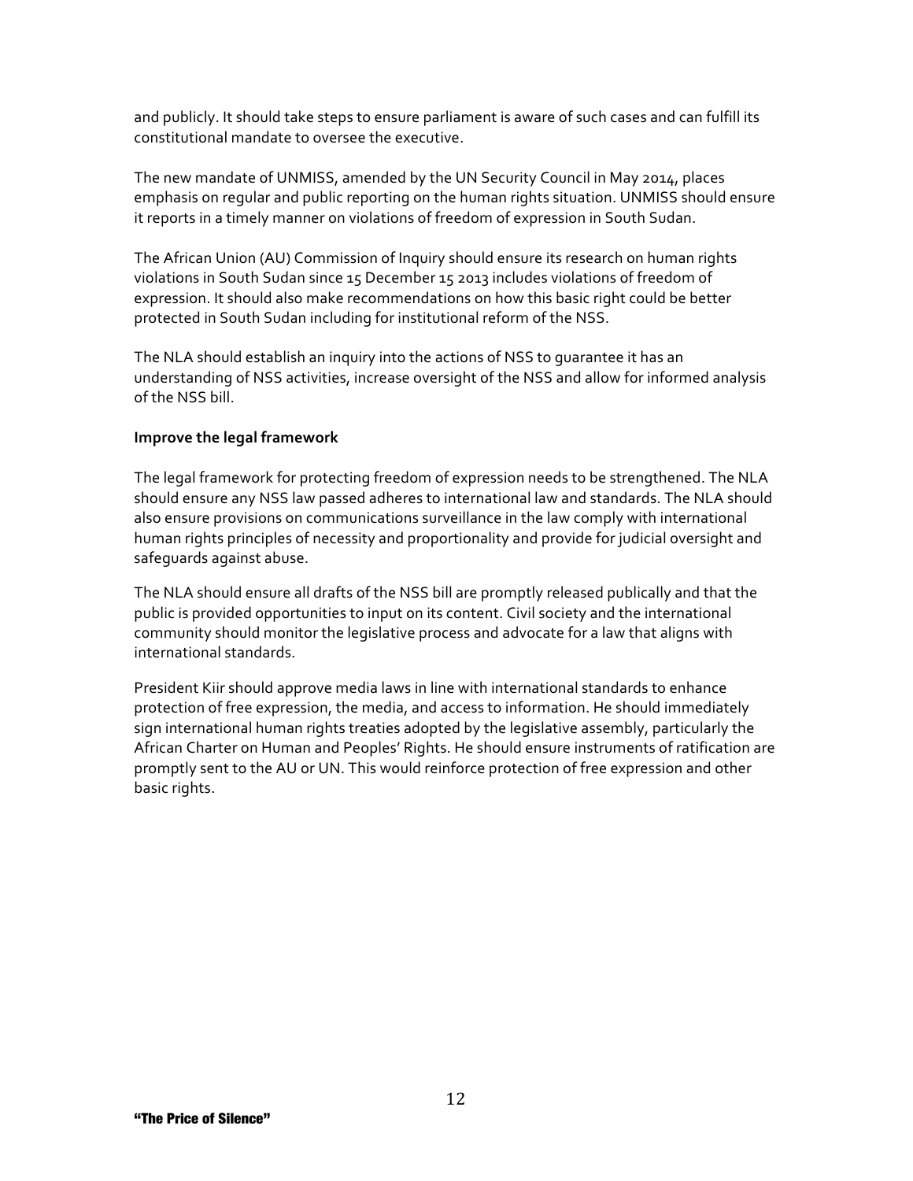and publicly. It should take steps to ensure parliament is aware of such cases and can fulfill its constitutional mandate to oversee the executive.

The new mandate of UNMISS, amended by the UN Security Council in May 2014, places emphasis on regular and public reporting on the human rights situation. UNMISS should ensure it reports in a timely manner on violations of freedom of expression in South Sudan.

The African Union (AU) Commission of Inquiry should ensure its research on human rights violations in South Sudan since 15 December 15 2013 includes violations of freedom of expression. It should also make recommendations on how this basic right could be better protected in South Sudan including for institutional reform of the NSS.

The NLA should establish an inquiry into the actions of NSS to guarantee it has an understanding of NSS activities, increase oversight of the NSS and allow for informed analysis of the NSS bill.

**Improve the legal framework**

The legal framework for protecting freedom of expression needs to be strengthened. The NLA should ensure any NSS law passed adheres to international law and standards. The NLA should also ensure provisions on communications surveillance in the law comply with international human rights principles of necessity and proportionality and provide for judicial oversight and safeguards against abuse.

The NLA should ensure all drafts of the NSS bill are promptly released publically and that the public is provided opportunities to input on its content. Civil society and the international community should monitor the legislative process and advocate for a law that aligns with international standards.

President Kiir should approve media laws in line with international standards to enhance protection of free expression, the media, and access to information. He should immediately sign international human rights treaties adopted by the legislative assembly, particularly the African Charter on Human and Peoples' Rights. He should ensure instruments of ratification are promptly sent to the AU or UN. This would reinforce protection of free expression and other basic rights.